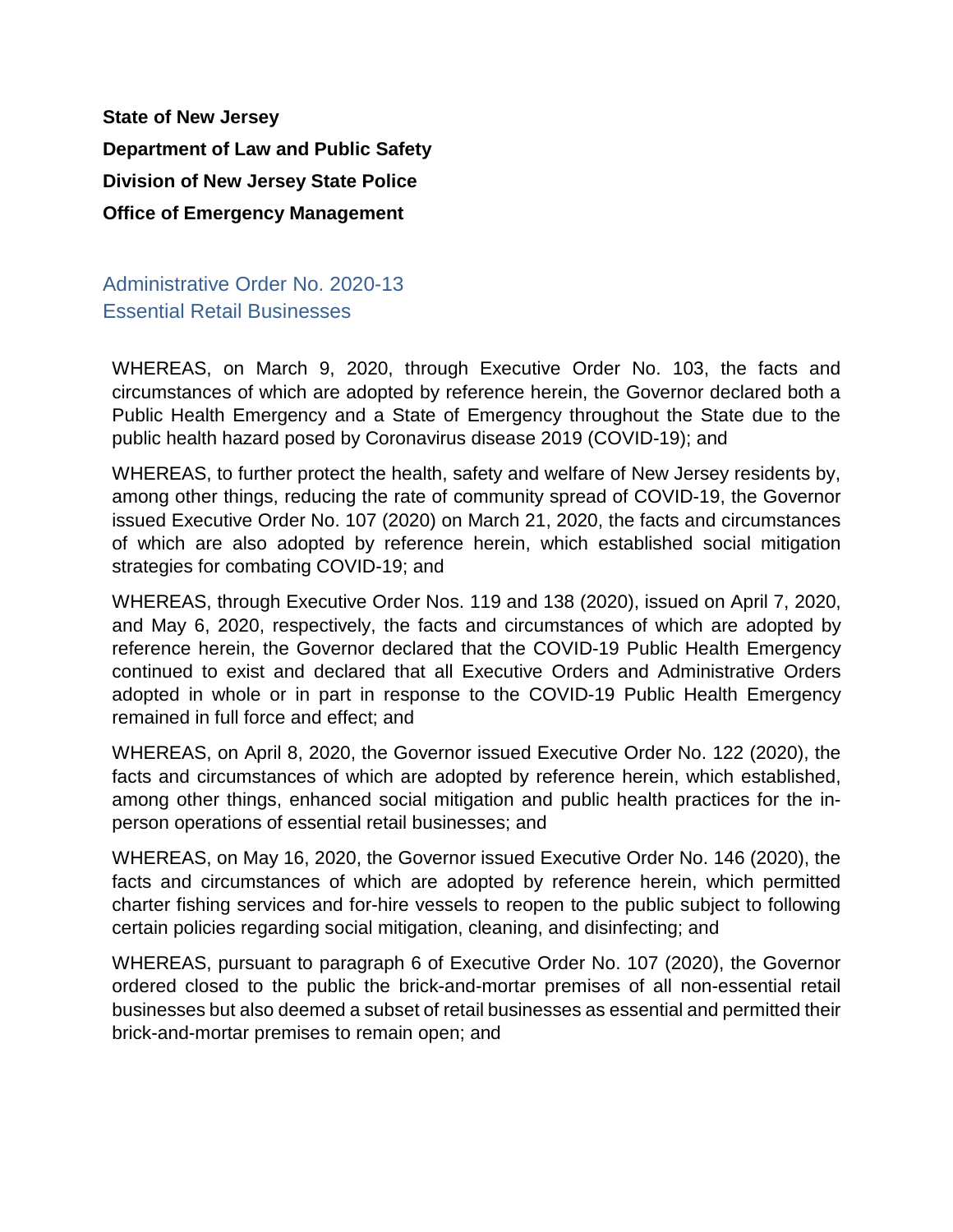**State of New Jersey**

**Department of Law and Public Safety**

**Division of New Jersey State Police**

**Office of Emergency Management**

## Administrative Order No. 2020-13
## Essential Retail Businesses

WHEREAS, on March 9, 2020, through Executive Order No. 103, the facts and circumstances of which are adopted by reference herein, the Governor declared both a Public Health Emergency and a State of Emergency throughout the State due to the public health hazard posed by Coronavirus disease 2019 (COVID-19); and

WHEREAS, to further protect the health, safety and welfare of New Jersey residents by, among other things, reducing the rate of community spread of COVID-19, the Governor issued Executive Order No. 107 (2020) on March 21, 2020, the facts and circumstances of which are also adopted by reference herein, which established social mitigation strategies for combating COVID-19; and

WHEREAS, through Executive Order Nos. 119 and 138 (2020), issued on April 7, 2020, and May 6, 2020, respectively, the facts and circumstances of which are adopted by reference herein, the Governor declared that the COVID-19 Public Health Emergency continued to exist and declared that all Executive Orders and Administrative Orders adopted in whole or in part in response to the COVID-19 Public Health Emergency remained in full force and effect; and

WHEREAS, on April 8, 2020, the Governor issued Executive Order No. 122 (2020), the facts and circumstances of which are adopted by reference herein, which established, among other things, enhanced social mitigation and public health practices for the in-person operations of essential retail businesses; and

WHEREAS, on May 16, 2020, the Governor issued Executive Order No. 146 (2020), the facts and circumstances of which are adopted by reference herein, which permitted charter fishing services and for-hire vessels to reopen to the public subject to following certain policies regarding social mitigation, cleaning, and disinfecting; and

WHEREAS, pursuant to paragraph 6 of Executive Order No. 107 (2020), the Governor ordered closed to the public the brick-and-mortar premises of all non-essential retail businesses but also deemed a subset of retail businesses as essential and permitted their brick-and-mortar premises to remain open; and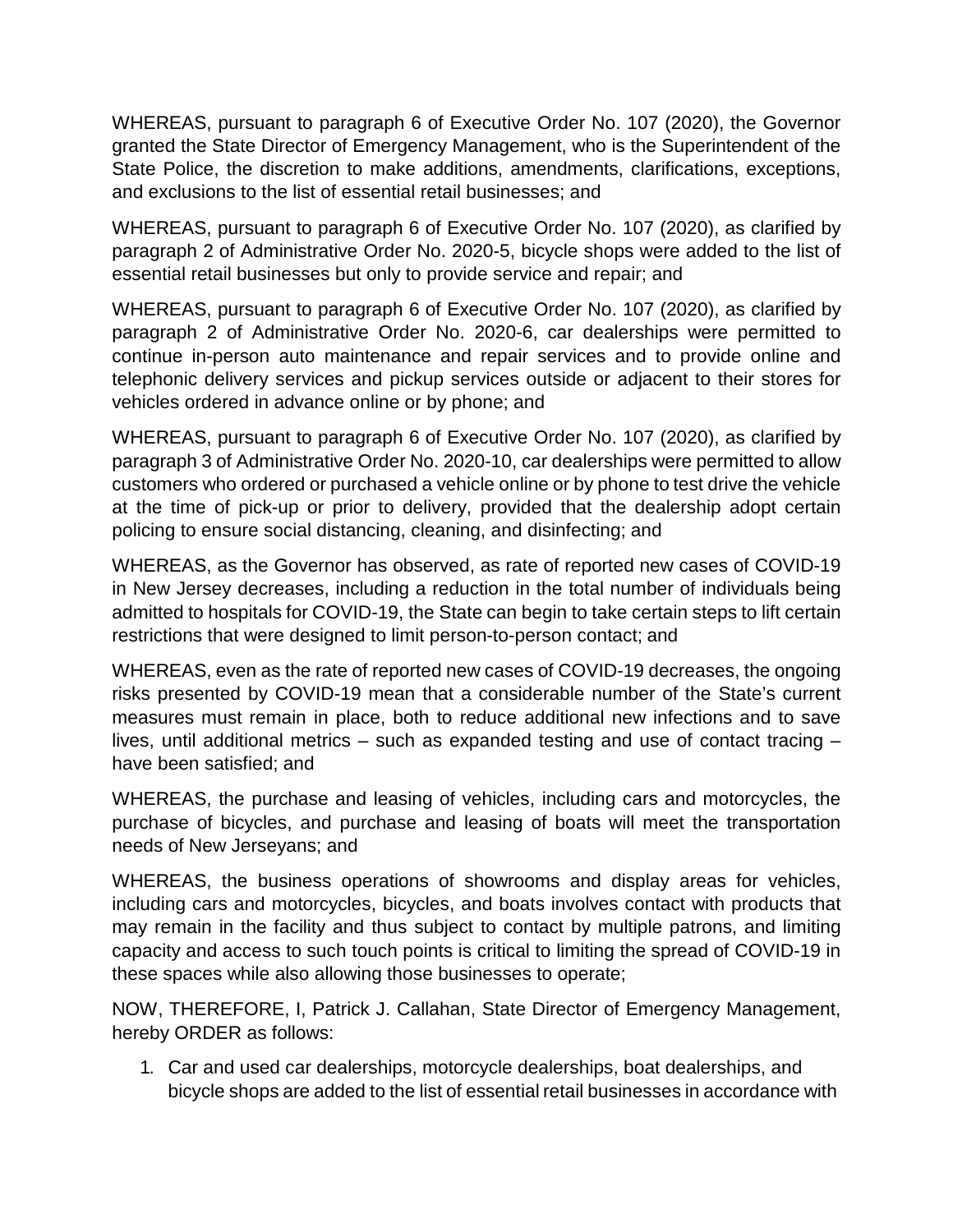WHEREAS, pursuant to paragraph 6 of Executive Order No. 107 (2020), the Governor granted the State Director of Emergency Management, who is the Superintendent of the State Police, the discretion to make additions, amendments, clarifications, exceptions, and exclusions to the list of essential retail businesses; and

WHEREAS, pursuant to paragraph 6 of Executive Order No. 107 (2020), as clarified by paragraph 2 of Administrative Order No. 2020-5, bicycle shops were added to the list of essential retail businesses but only to provide service and repair; and

WHEREAS, pursuant to paragraph 6 of Executive Order No. 107 (2020), as clarified by paragraph 2 of Administrative Order No. 2020-6, car dealerships were permitted to continue in-person auto maintenance and repair services and to provide online and telephonic delivery services and pickup services outside or adjacent to their stores for vehicles ordered in advance online or by phone; and

WHEREAS, pursuant to paragraph 6 of Executive Order No. 107 (2020), as clarified by paragraph 3 of Administrative Order No. 2020-10, car dealerships were permitted to allow customers who ordered or purchased a vehicle online or by phone to test drive the vehicle at the time of pick-up or prior to delivery, provided that the dealership adopt certain policing to ensure social distancing, cleaning, and disinfecting; and

WHEREAS, as the Governor has observed, as rate of reported new cases of COVID-19 in New Jersey decreases, including a reduction in the total number of individuals being admitted to hospitals for COVID-19, the State can begin to take certain steps to lift certain restrictions that were designed to limit person-to-person contact; and

WHEREAS, even as the rate of reported new cases of COVID-19 decreases, the ongoing risks presented by COVID-19 mean that a considerable number of the State's current measures must remain in place, both to reduce additional new infections and to save lives, until additional metrics – such as expanded testing and use of contact tracing – have been satisfied; and

WHEREAS, the purchase and leasing of vehicles, including cars and motorcycles, the purchase of bicycles, and purchase and leasing of boats will meet the transportation needs of New Jerseyans; and

WHEREAS, the business operations of showrooms and display areas for vehicles, including cars and motorcycles, bicycles, and boats involves contact with products that may remain in the facility and thus subject to contact by multiple patrons, and limiting capacity and access to such touch points is critical to limiting the spread of COVID-19 in these spaces while also allowing those businesses to operate;

NOW, THEREFORE, I, Patrick J. Callahan, State Director of Emergency Management, hereby ORDER as follows:

1. Car and used car dealerships, motorcycle dealerships, boat dealerships, and bicycle shops are added to the list of essential retail businesses in accordance with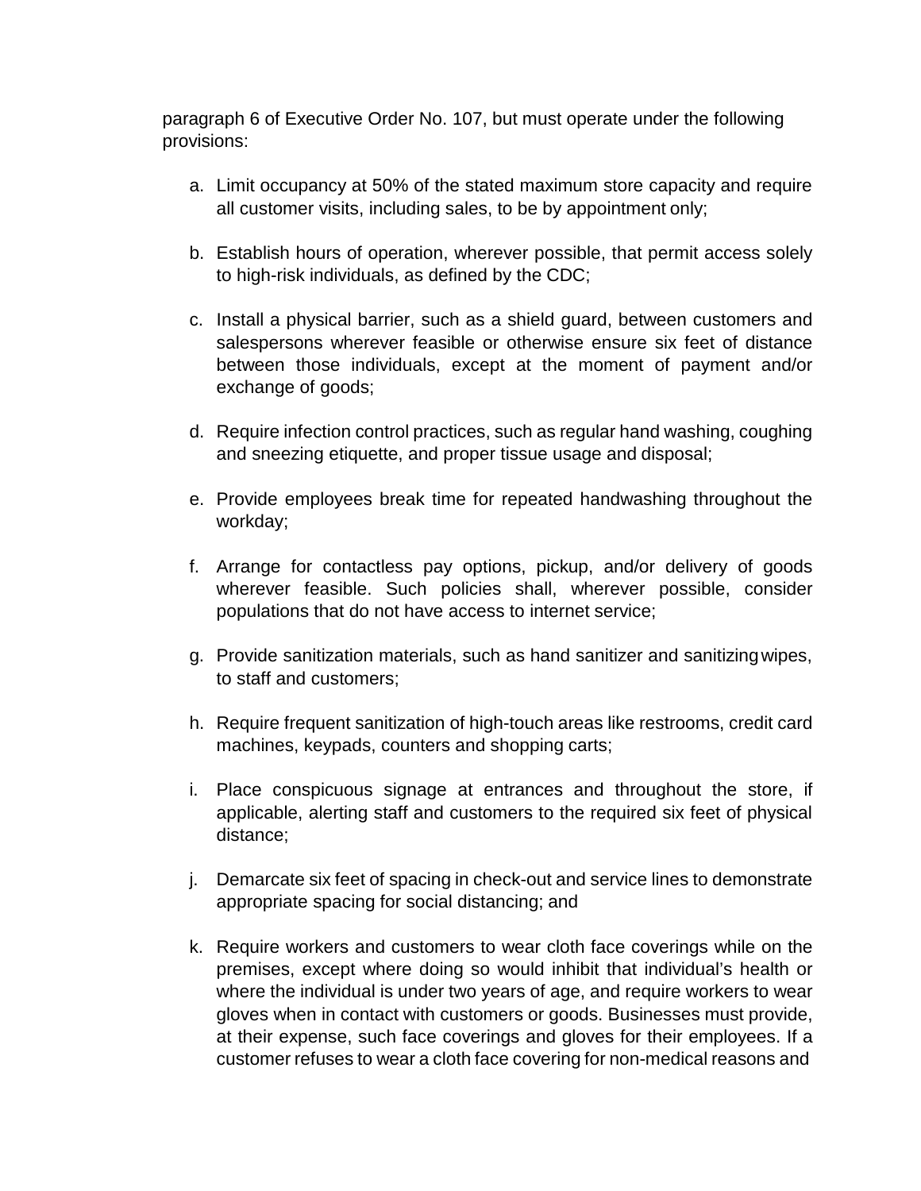paragraph 6 of Executive Order No. 107, but must operate under the following provisions:

a. Limit occupancy at 50% of the stated maximum store capacity and require all customer visits, including sales, to be by appointment only;

b. Establish hours of operation, wherever possible, that permit access solely to high-risk individuals, as defined by the CDC;

c. Install a physical barrier, such as a shield guard, between customers and salespersons wherever feasible or otherwise ensure six feet of distance between those individuals, except at the moment of payment and/or exchange of goods;

d. Require infection control practices, such as regular hand washing, coughing and sneezing etiquette, and proper tissue usage and disposal;

e. Provide employees break time for repeated handwashing throughout the workday;

f. Arrange for contactless pay options, pickup, and/or delivery of goods wherever feasible. Such policies shall, wherever possible, consider populations that do not have access to internet service;

g. Provide sanitization materials, such as hand sanitizer and sanitizing wipes, to staff and customers;

h. Require frequent sanitization of high-touch areas like restrooms, credit card machines, keypads, counters and shopping carts;

i. Place conspicuous signage at entrances and throughout the store, if applicable, alerting staff and customers to the required six feet of physical distance;

j. Demarcate six feet of spacing in check-out and service lines to demonstrate appropriate spacing for social distancing; and

k. Require workers and customers to wear cloth face coverings while on the premises, except where doing so would inhibit that individual's health or where the individual is under two years of age, and require workers to wear gloves when in contact with customers or goods. Businesses must provide, at their expense, such face coverings and gloves for their employees. If a customer refuses to wear a cloth face covering for non-medical reasons and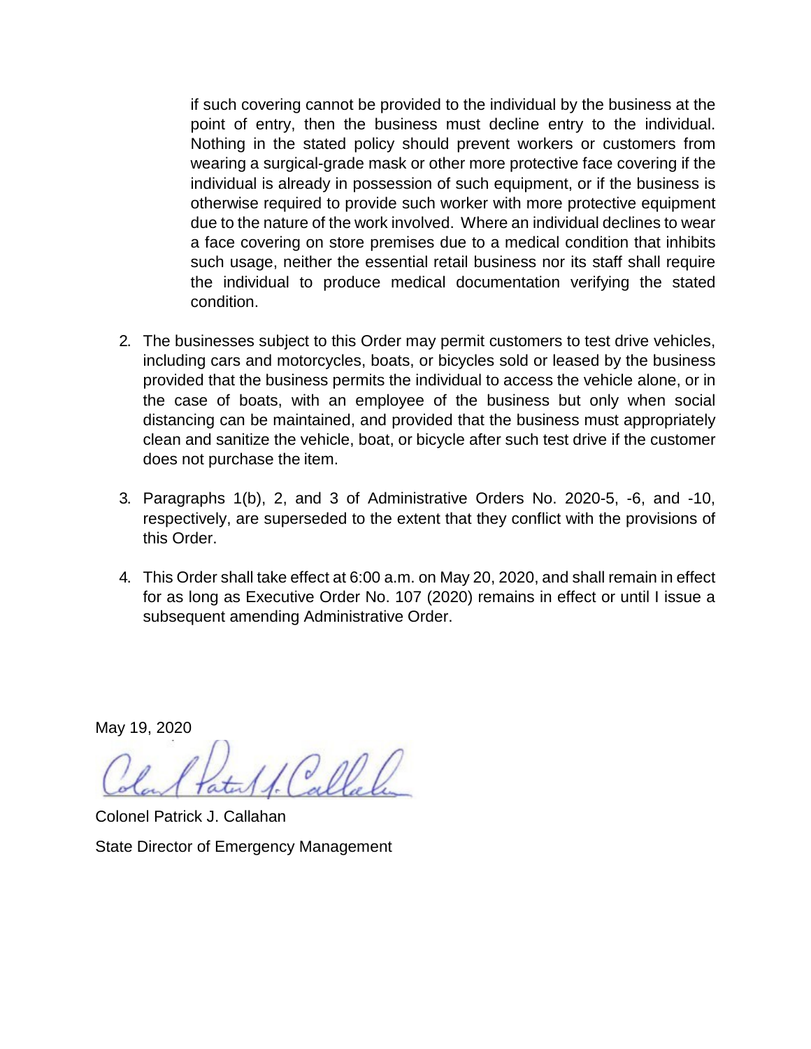if such covering cannot be provided to the individual by the business at the point of entry, then the business must decline entry to the individual. Nothing in the stated policy should prevent workers or customers from wearing a surgical-grade mask or other more protective face covering if the individual is already in possession of such equipment, or if the business is otherwise required to provide such worker with more protective equipment due to the nature of the work involved. Where an individual declines to wear a face covering on store premises due to a medical condition that inhibits such usage, neither the essential retail business nor its staff shall require the individual to produce medical documentation verifying the stated condition.

2. The businesses subject to this Order may permit customers to test drive vehicles, including cars and motorcycles, boats, or bicycles sold or leased by the business provided that the business permits the individual to access the vehicle alone, or in the case of boats, with an employee of the business but only when social distancing can be maintained, and provided that the business must appropriately clean and sanitize the vehicle, boat, or bicycle after such test drive if the customer does not purchase the item.

3. Paragraphs 1(b), 2, and 3 of Administrative Orders No. 2020-5, -6, and -10, respectively, are superseded to the extent that they conflict with the provisions of this Order.

4. This Order shall take effect at 6:00 a.m. on May 20, 2020, and shall remain in effect for as long as Executive Order No. 107 (2020) remains in effect or until I issue a subsequent amending Administrative Order.

May 19, 2020

Colonel Patrick J. Callahan

State Director of Emergency Management